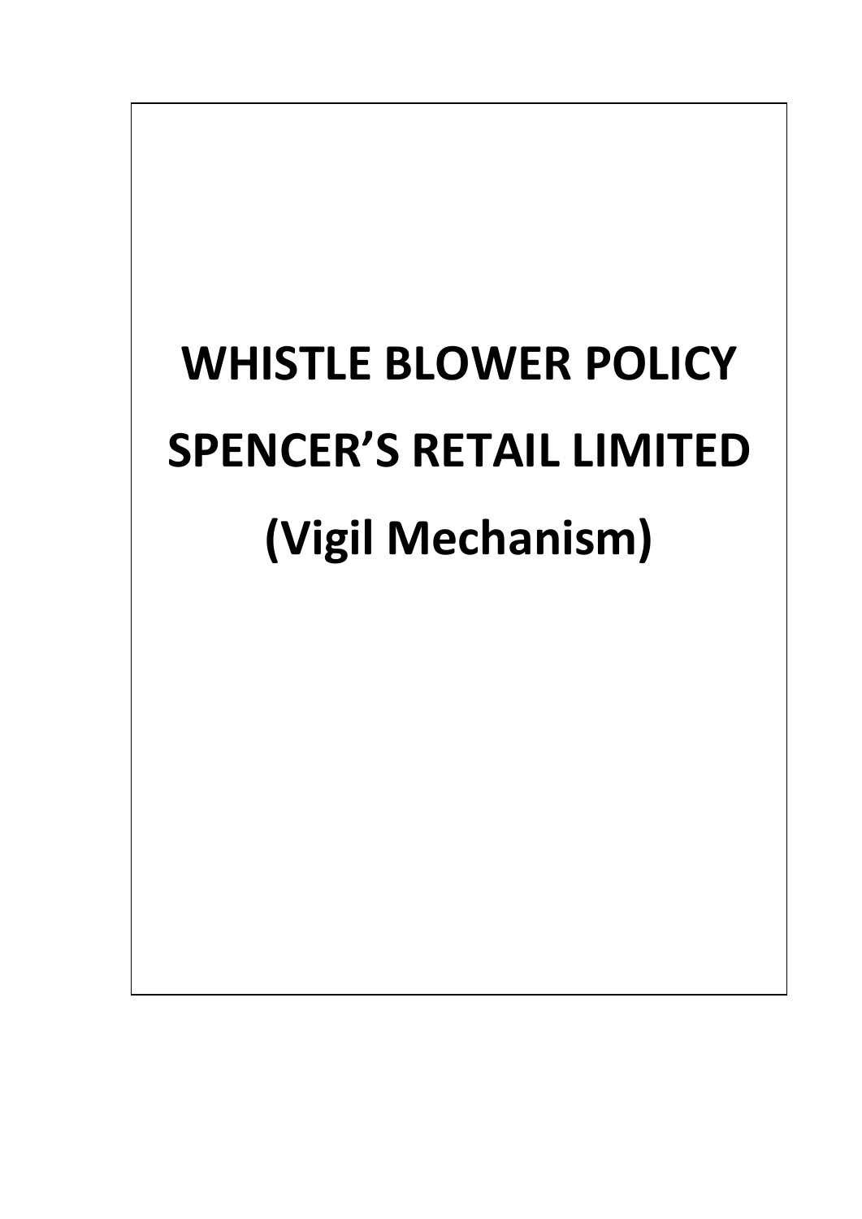# WHISTLE BLOWER POLICY

# SPENCER'S RETAIL LIMITED

# (Vigil Mechanism)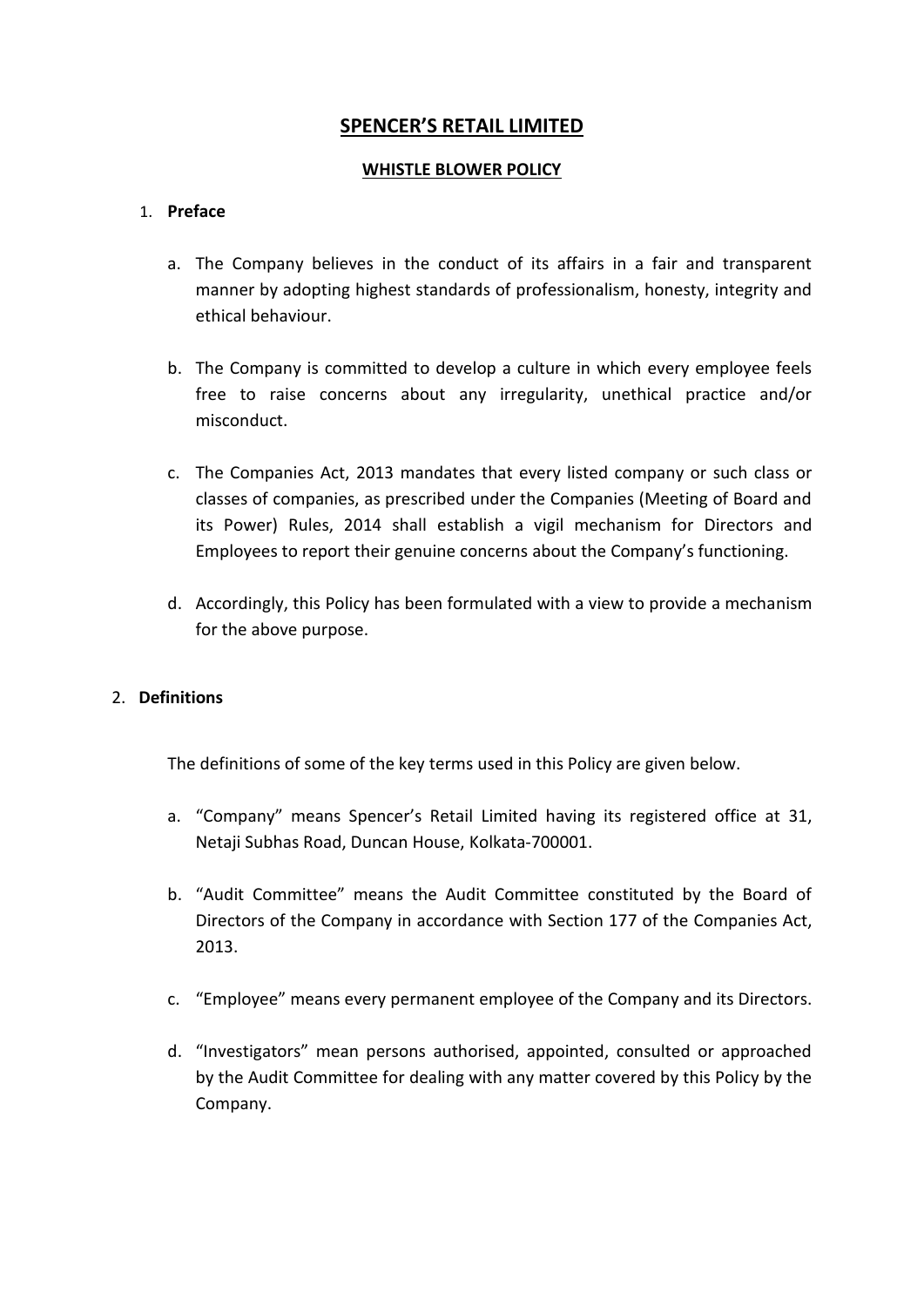# SPENCER'S RETAIL LIMITED

## WHISTLE BLOWER POLICY

1. **Preface**

   a. The Company believes in the conduct of its affairs in a fair and transparent manner by adopting highest standards of professionalism, honesty, integrity and ethical behaviour.

   b. The Company is committed to develop a culture in which every employee feels free to raise concerns about any irregularity, unethical practice and/or misconduct.

   c. The Companies Act, 2013 mandates that every listed company or such class or classes of companies, as prescribed under the Companies (Meeting of Board and its Power) Rules, 2014 shall establish a vigil mechanism for Directors and Employees to report their genuine concerns about the Company's functioning.

   d. Accordingly, this Policy has been formulated with a view to provide a mechanism for the above purpose.

2. **Definitions**

   The definitions of some of the key terms used in this Policy are given below.

   a. "Company" means Spencer's Retail Limited having its registered office at 31, Netaji Subhas Road, Duncan House, Kolkata-700001.

   b. "Audit Committee" means the Audit Committee constituted by the Board of Directors of the Company in accordance with Section 177 of the Companies Act, 2013.

   c. "Employee" means every permanent employee of the Company and its Directors.

   d. "Investigators" mean persons authorised, appointed, consulted or approached by the Audit Committee for dealing with any matter covered by this Policy by the Company.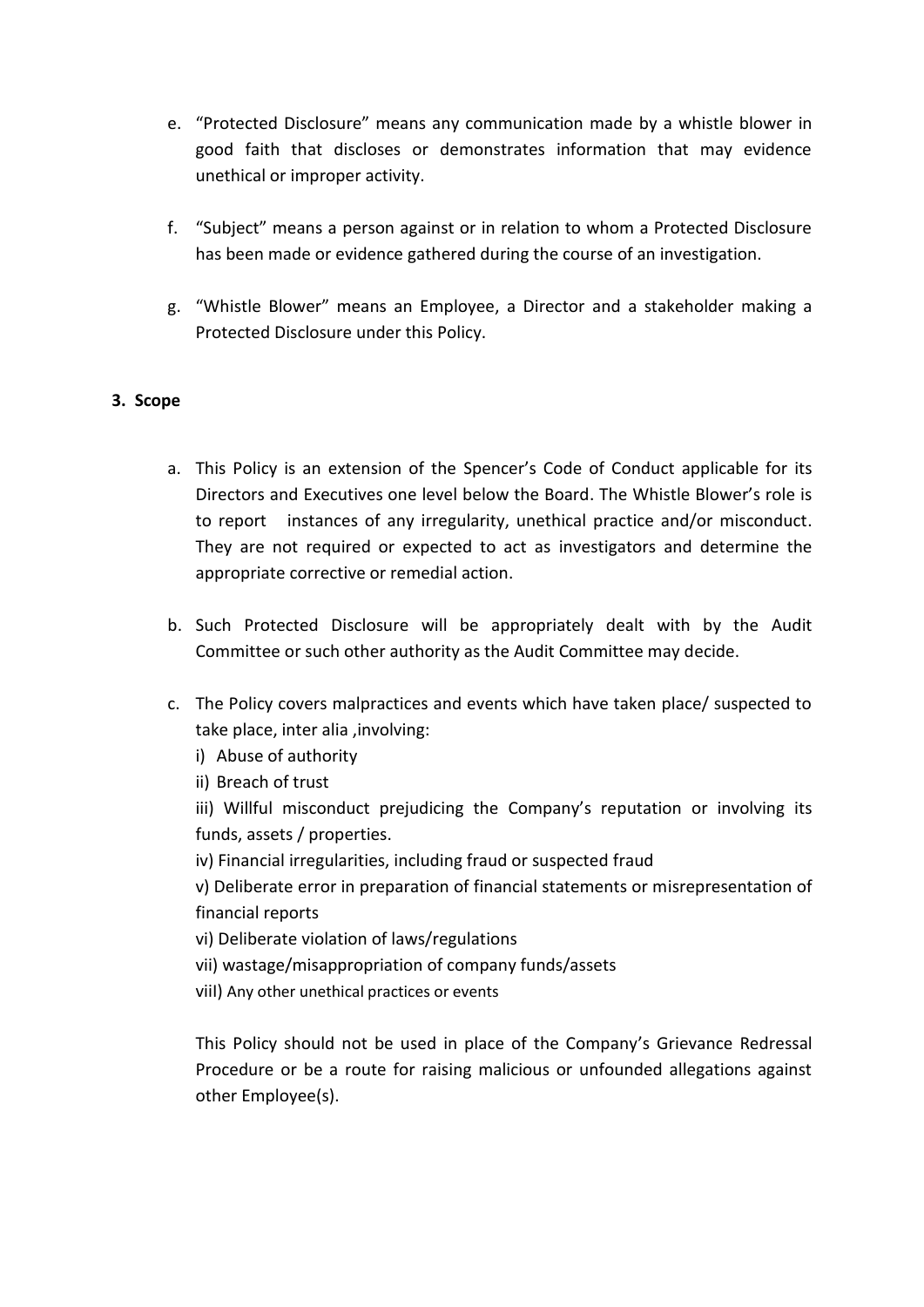e. "Protected Disclosure" means any communication made by a whistle blower in good faith that discloses or demonstrates information that may evidence unethical or improper activity.

f. "Subject" means a person against or in relation to whom a Protected Disclosure has been made or evidence gathered during the course of an investigation.

g. "Whistle Blower" means an Employee, a Director and a stakeholder making a Protected Disclosure under this Policy.

## 3. Scope

a. This Policy is an extension of the Spencer's Code of Conduct applicable for its Directors and Executives one level below the Board. The Whistle Blower's role is to report instances of any irregularity, unethical practice and/or misconduct. They are not required or expected to act as investigators and determine the appropriate corrective or remedial action.

b. Such Protected Disclosure will be appropriately dealt with by the Audit Committee or such other authority as the Audit Committee may decide.

c. The Policy covers malpractices and events which have taken place/ suspected to take place, inter alia ,involving:

   i) Abuse of authority

   ii) Breach of trust

   iii) Willful misconduct prejudicing the Company's reputation or involving its funds, assets / properties.

   iv) Financial irregularities, including fraud or suspected fraud

   v) Deliberate error in preparation of financial statements or misrepresentation of financial reports

   vi) Deliberate violation of laws/regulations

   vii) wastage/misappropriation of company funds/assets

   viiI) Any other unethical practices or events

   This Policy should not be used in place of the Company's Grievance Redressal Procedure or be a route for raising malicious or unfounded allegations against other Employee(s).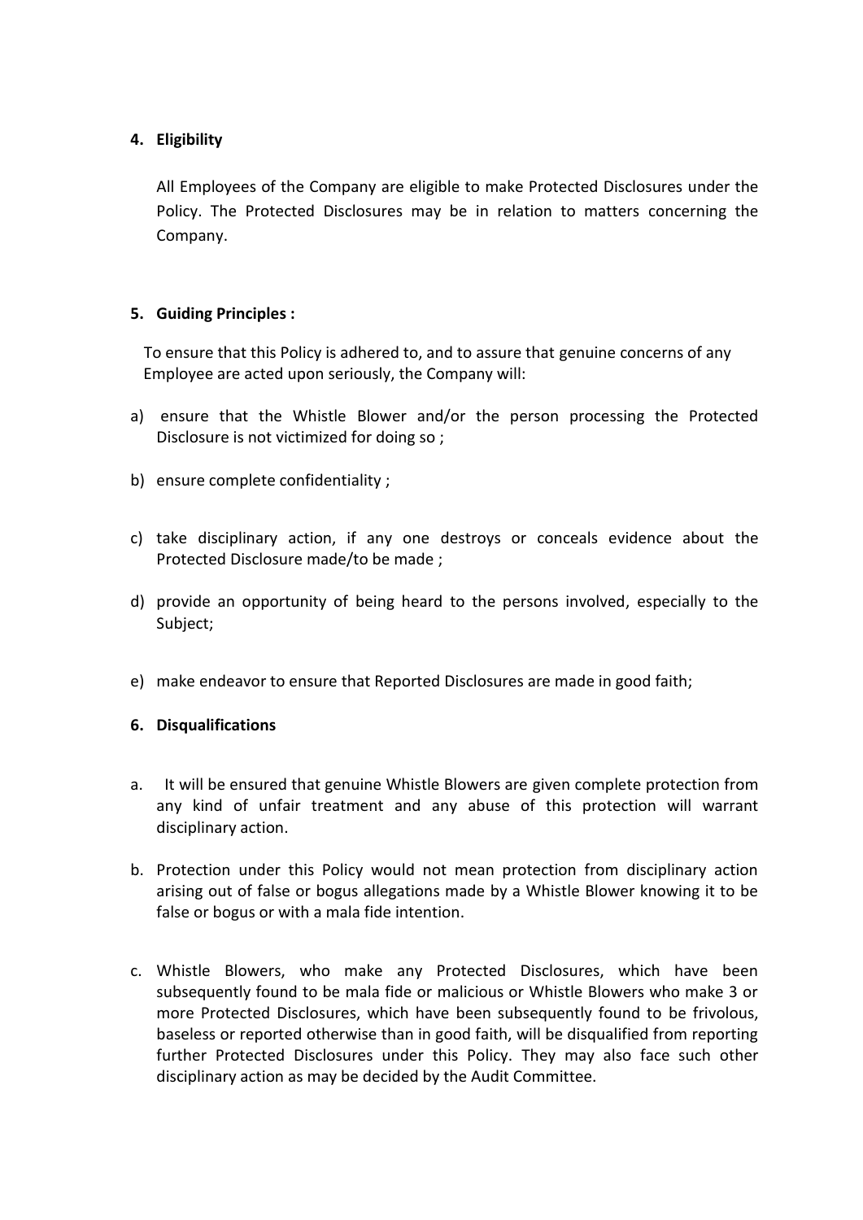## 4. Eligibility

All Employees of the Company are eligible to make Protected Disclosures under the Policy. The Protected Disclosures may be in relation to matters concerning the Company.

## 5. Guiding Principles :

To ensure that this Policy is adhered to, and to assure that genuine concerns of any Employee are acted upon seriously, the Company will:

a) ensure that the Whistle Blower and/or the person processing the Protected Disclosure is not victimized for doing so ;

b) ensure complete confidentiality ;

c) take disciplinary action, if any one destroys or conceals evidence about the Protected Disclosure made/to be made ;

d) provide an opportunity of being heard to the persons involved, especially to the Subject;

e) make endeavor to ensure that Reported Disclosures are made in good faith;

## 6. Disqualifications

a. It will be ensured that genuine Whistle Blowers are given complete protection from any kind of unfair treatment and any abuse of this protection will warrant disciplinary action.

b. Protection under this Policy would not mean protection from disciplinary action arising out of false or bogus allegations made by a Whistle Blower knowing it to be false or bogus or with a mala fide intention.

c. Whistle Blowers, who make any Protected Disclosures, which have been subsequently found to be mala fide or malicious or Whistle Blowers who make 3 or more Protected Disclosures, which have been subsequently found to be frivolous, baseless or reported otherwise than in good faith, will be disqualified from reporting further Protected Disclosures under this Policy. They may also face such other disciplinary action as may be decided by the Audit Committee.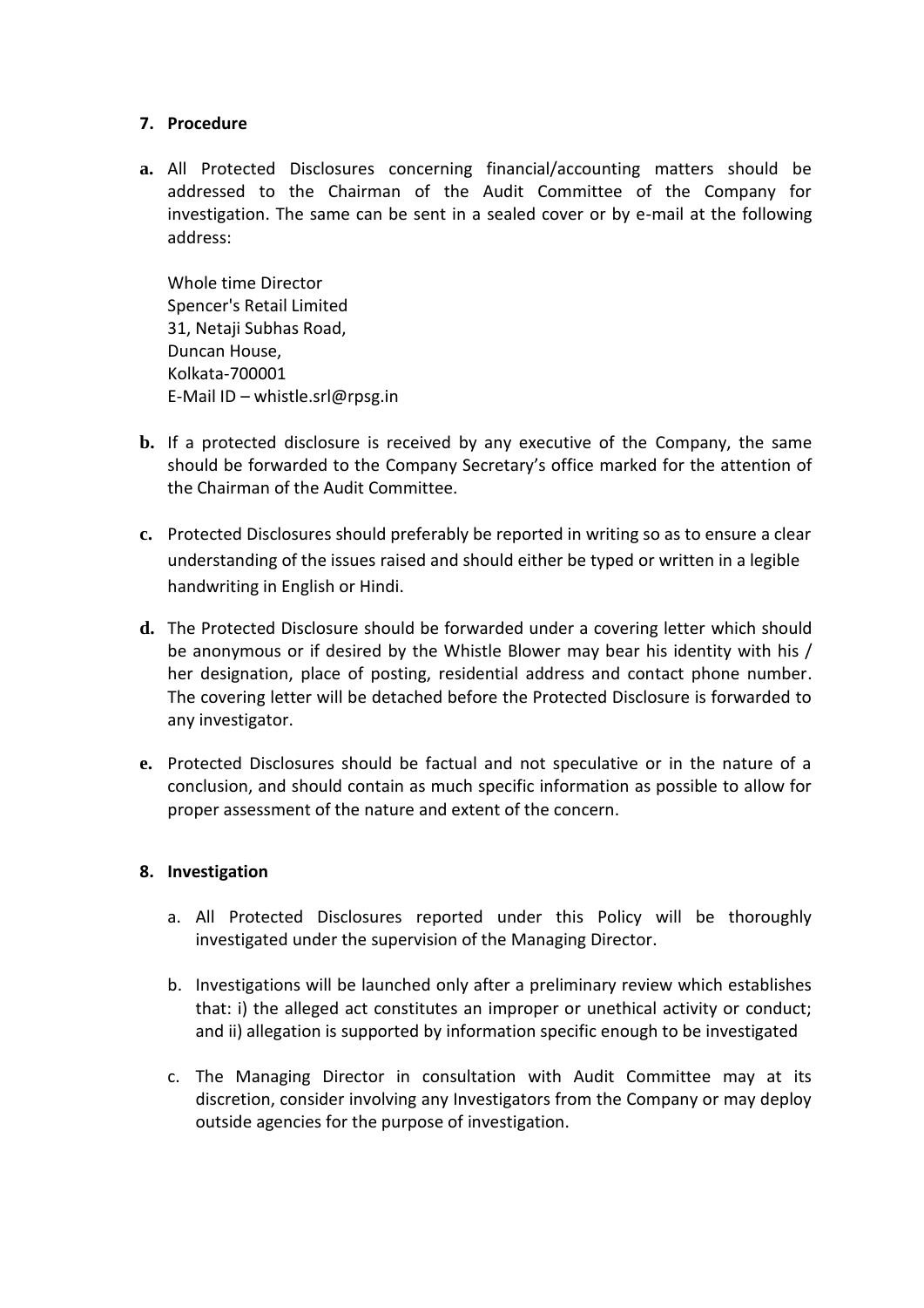## 7. Procedure

**a.** All Protected Disclosures concerning financial/accounting matters should be addressed to the Chairman of the Audit Committee of the Company for investigation. The same can be sent in a sealed cover or by e-mail at the following address:

Whole time Director
Spencer's Retail Limited
31, Netaji Subhas Road,
Duncan House,
Kolkata-700001
E-Mail ID – whistle.srl@rpsg.in

**b.** If a protected disclosure is received by any executive of the Company, the same should be forwarded to the Company Secretary's office marked for the attention of the Chairman of the Audit Committee.

**c.** Protected Disclosures should preferably be reported in writing so as to ensure a clear understanding of the issues raised and should either be typed or written in a legible handwriting in English or Hindi.

**d.** The Protected Disclosure should be forwarded under a covering letter which should be anonymous or if desired by the Whistle Blower may bear his identity with his / her designation, place of posting, residential address and contact phone number. The covering letter will be detached before the Protected Disclosure is forwarded to any investigator.

**e.** Protected Disclosures should be factual and not speculative or in the nature of a conclusion, and should contain as much specific information as possible to allow for proper assessment of the nature and extent of the concern.

## 8. Investigation

a. All Protected Disclosures reported under this Policy will be thoroughly investigated under the supervision of the Managing Director.

b. Investigations will be launched only after a preliminary review which establishes that: i) the alleged act constitutes an improper or unethical activity or conduct; and ii) allegation is supported by information specific enough to be investigated

c. The Managing Director in consultation with Audit Committee may at its discretion, consider involving any Investigators from the Company or may deploy outside agencies for the purpose of investigation.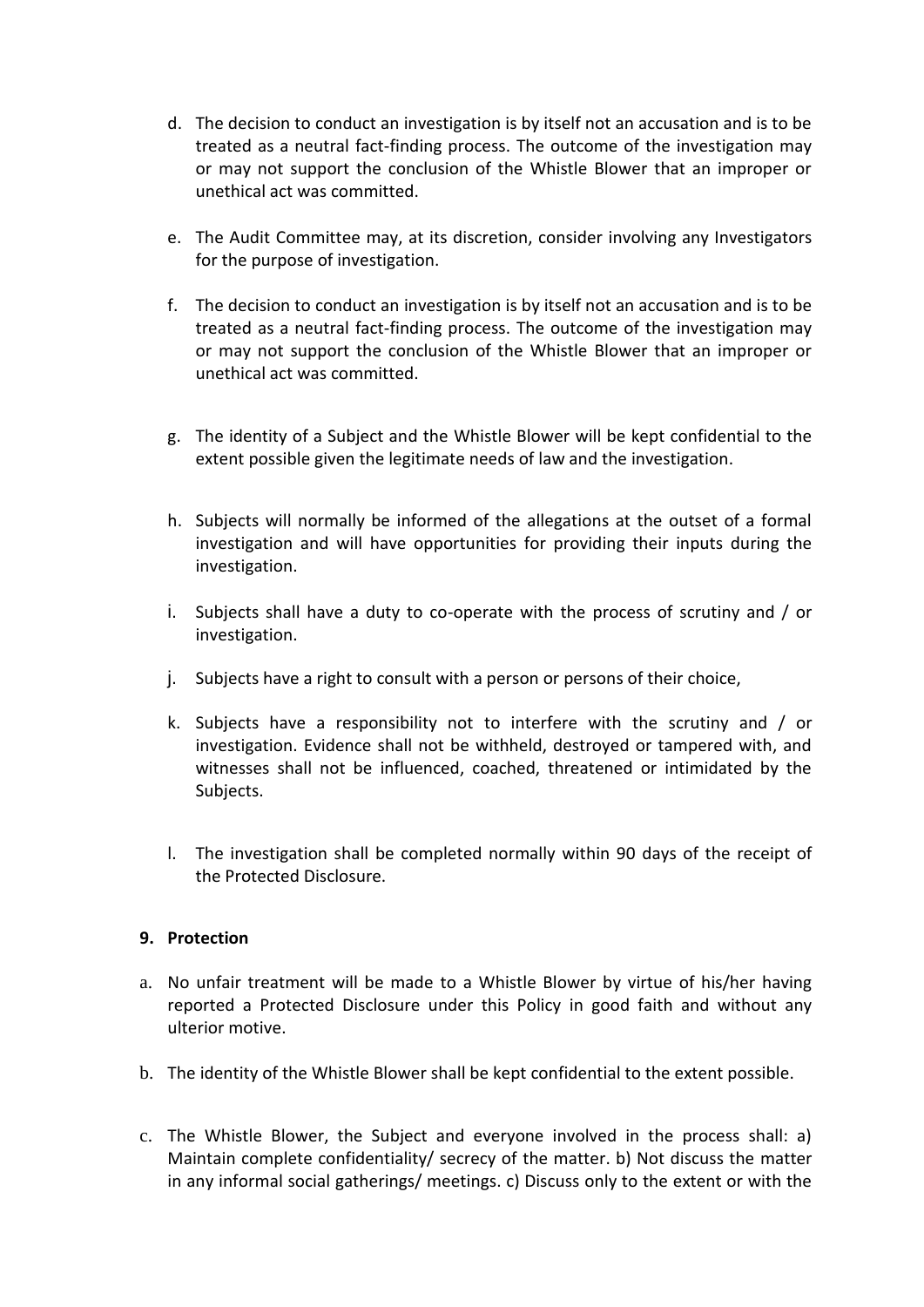d. The decision to conduct an investigation is by itself not an accusation and is to be treated as a neutral fact-finding process. The outcome of the investigation may or may not support the conclusion of the Whistle Blower that an improper or unethical act was committed.

e. The Audit Committee may, at its discretion, consider involving any Investigators for the purpose of investigation.

f. The decision to conduct an investigation is by itself not an accusation and is to be treated as a neutral fact-finding process. The outcome of the investigation may or may not support the conclusion of the Whistle Blower that an improper or unethical act was committed.

g. The identity of a Subject and the Whistle Blower will be kept confidential to the extent possible given the legitimate needs of law and the investigation.

h. Subjects will normally be informed of the allegations at the outset of a formal investigation and will have opportunities for providing their inputs during the investigation.

i. Subjects shall have a duty to co-operate with the process of scrutiny and / or investigation.

j. Subjects have a right to consult with a person or persons of their choice,

k. Subjects have a responsibility not to interfere with the scrutiny and / or investigation. Evidence shall not be withheld, destroyed or tampered with, and witnesses shall not be influenced, coached, threatened or intimidated by the Subjects.

l. The investigation shall be completed normally within 90 days of the receipt of the Protected Disclosure.

**9. Protection**

a. No unfair treatment will be made to a Whistle Blower by virtue of his/her having reported a Protected Disclosure under this Policy in good faith and without any ulterior motive.

b. The identity of the Whistle Blower shall be kept confidential to the extent possible.

c. The Whistle Blower, the Subject and everyone involved in the process shall: a) Maintain complete confidentiality/ secrecy of the matter. b) Not discuss the matter in any informal social gatherings/ meetings. c) Discuss only to the extent or with the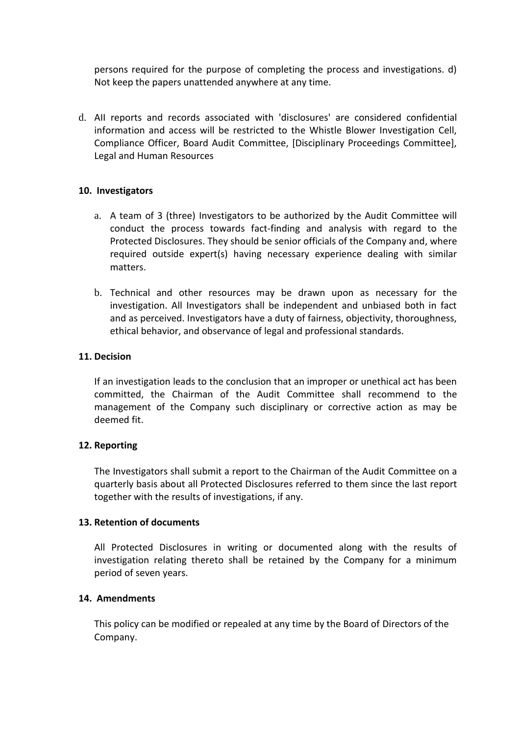persons required for the purpose of completing the process and investigations. d) Not keep the papers unattended anywhere at any time.

d. AII reports and records associated with 'disclosures' are considered confidential information and access will be restricted to the Whistle Blower Investigation Cell, Compliance Officer, Board Audit Committee, [Disciplinary Proceedings Committee], Legal and Human Resources

## 10. Investigators

a. A team of 3 (three) Investigators to be authorized by the Audit Committee will conduct the process towards fact-finding and analysis with regard to the Protected Disclosures. They should be senior officials of the Company and, where required outside expert(s) having necessary experience dealing with similar matters.

b. Technical and other resources may be drawn upon as necessary for the investigation. All Investigators shall be independent and unbiased both in fact and as perceived. Investigators have a duty of fairness, objectivity, thoroughness, ethical behavior, and observance of legal and professional standards.

## 11. Decision

If an investigation leads to the conclusion that an improper or unethical act has been committed, the Chairman of the Audit Committee shall recommend to the management of the Company such disciplinary or corrective action as may be deemed fit.

## 12. Reporting

The Investigators shall submit a report to the Chairman of the Audit Committee on a quarterly basis about all Protected Disclosures referred to them since the last report together with the results of investigations, if any.

## 13. Retention of documents

All Protected Disclosures in writing or documented along with the results of investigation relating thereto shall be retained by the Company for a minimum period of seven years.

## 14. Amendments

This policy can be modified or repealed at any time by the Board of Directors of the Company.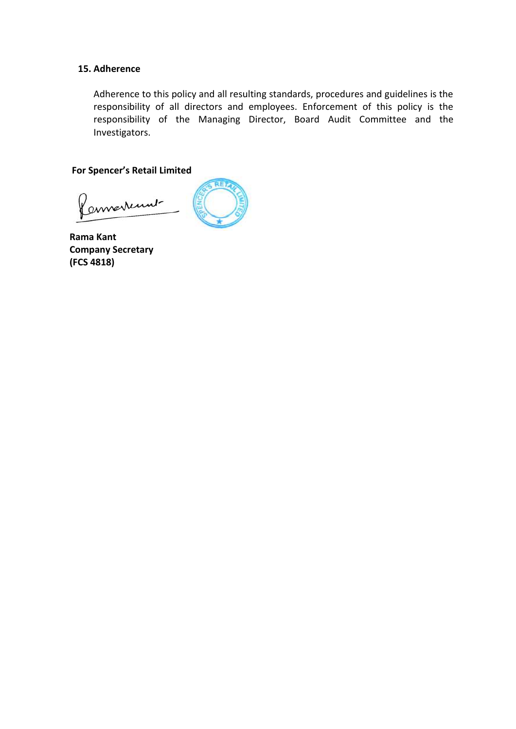## 15. Adherence

Adherence to this policy and all resulting standards, procedures and guidelines is the responsibility of all directors and employees. Enforcement of this policy is the responsibility of the Managing Director, Board Audit Committee and the Investigators.

**For Spencer's Retail Limited**

**Rama Kant**
**Company Secretary**
**(FCS 4818)**